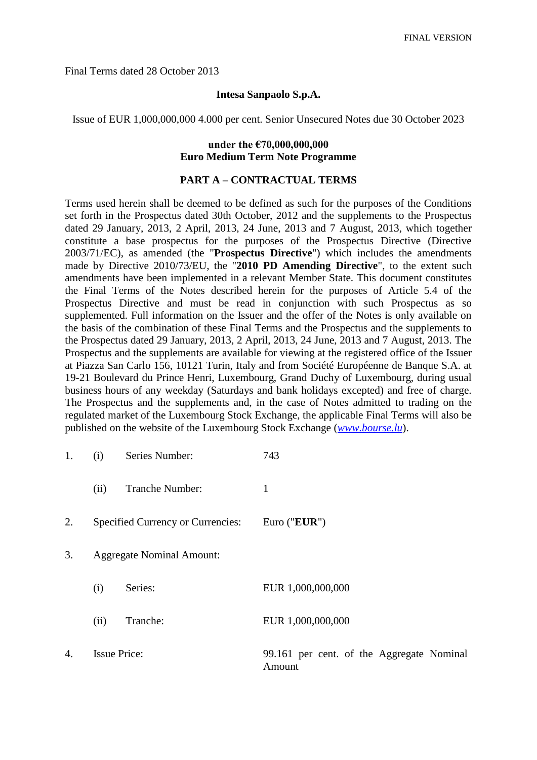FINAL VERSION

Final Terms dated 28 October 2013

**Intesa Sanpaolo S.p.A.**

Issue of EUR 1,000,000,000 4.000 per cent. Senior Unsecured Notes due 30 October 2023

**under the €70,000,000,000**
**Euro Medium Term Note Programme**

## PART A – CONTRACTUAL TERMS

Terms used herein shall be deemed to be defined as such for the purposes of the Conditions set forth in the Prospectus dated 30th October, 2012 and the supplements to the Prospectus dated 29 January, 2013, 2 April, 2013, 24 June, 2013 and 7 August, 2013, which together constitute a base prospectus for the purposes of the Prospectus Directive (Directive 2003/71/EC), as amended (the "**Prospectus Directive**") which includes the amendments made by Directive 2010/73/EU, the "**2010 PD Amending Directive**", to the extent such amendments have been implemented in a relevant Member State. This document constitutes the Final Terms of the Notes described herein for the purposes of Article 5.4 of the Prospectus Directive and must be read in conjunction with such Prospectus as so supplemented. Full information on the Issuer and the offer of the Notes is only available on the basis of the combination of these Final Terms and the Prospectus and the supplements to the Prospectus dated 29 January, 2013, 2 April, 2013, 24 June, 2013 and 7 August, 2013. The Prospectus and the supplements are available for viewing at the registered office of the Issuer at Piazza San Carlo 156, 10121 Turin, Italy and from Société Européenne de Banque S.A. at 19-21 Boulevard du Prince Henri, Luxembourg, Grand Duchy of Luxembourg, during usual business hours of any weekday (Saturdays and bank holidays excepted) and free of charge. The Prospectus and the supplements and, in the case of Notes admitted to trading on the regulated market of the Luxembourg Stock Exchange, the applicable Final Terms will also be published on the website of the Luxembourg Stock Exchange (*www.bourse.lu*).

| | | | |
|---|---|---|---|
| 1. | (i) | Series Number: | 743 |
| | (ii) | Tranche Number: | 1 |
| 2. | Specified Currency or Currencies: | | Euro ("**EUR**") |
| 3. | Aggregate Nominal Amount: | | |
| | (i) | Series: | EUR 1,000,000,000 |
| | (ii) | Tranche: | EUR 1,000,000,000 |
| 4. | Issue Price: | | 99.161 per cent. of the Aggregate Nominal Amount |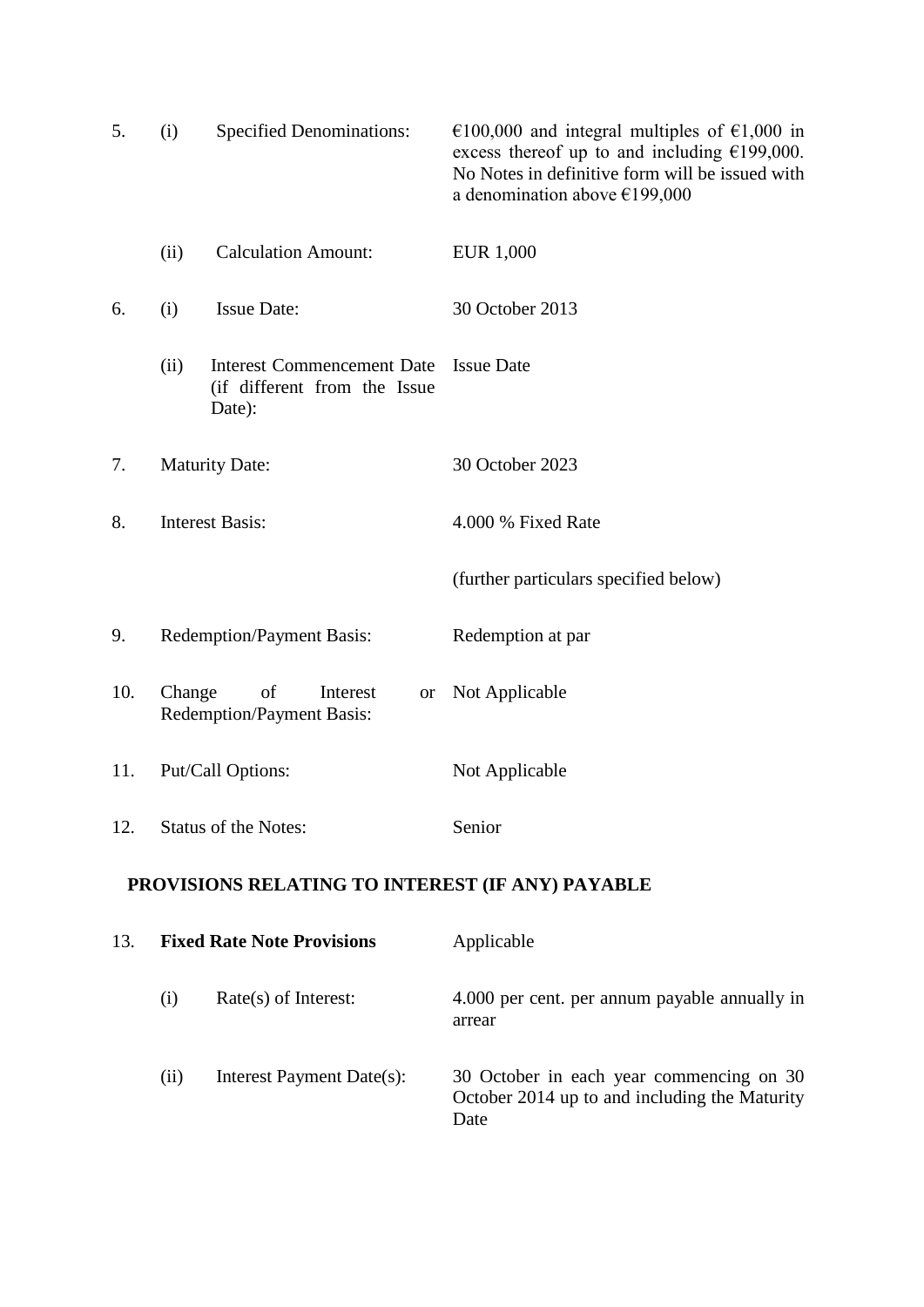| | | | |
|---|---|---|---|
| 5. | (i) | Specified Denominations: | €100,000 and integral multiples of €1,000 in excess thereof up to and including €199,000. No Notes in definitive form will be issued with a denomination above €199,000 |
| | (ii) | Calculation Amount: | EUR 1,000 |
| 6. | (i) | Issue Date: | 30 October 2013 |
| | (ii) | Interest Commencement Date (if different from the Issue Date): | Issue Date |
| 7. | | Maturity Date: | 30 October 2023 |
| 8. | | Interest Basis: | 4.000 % Fixed Rate<br><br>(further particulars specified below) |
| 9. | | Redemption/Payment Basis: | Redemption at par |
| 10. | | Change of Interest or Redemption/Payment Basis: | Not Applicable |
| 11. | | Put/Call Options: | Not Applicable |
| 12. | | Status of the Notes: | Senior |

**PROVISIONS RELATING TO INTEREST (IF ANY) PAYABLE**

| | | | |
|---|---|---|---|
| 13. | | **Fixed Rate Note Provisions** | Applicable |
| | (i) | Rate(s) of Interest: | 4.000 per cent. per annum payable annually in arrear |
| | (ii) | Interest Payment Date(s): | 30 October in each year commencing on 30 October 2014 up to and including the Maturity Date |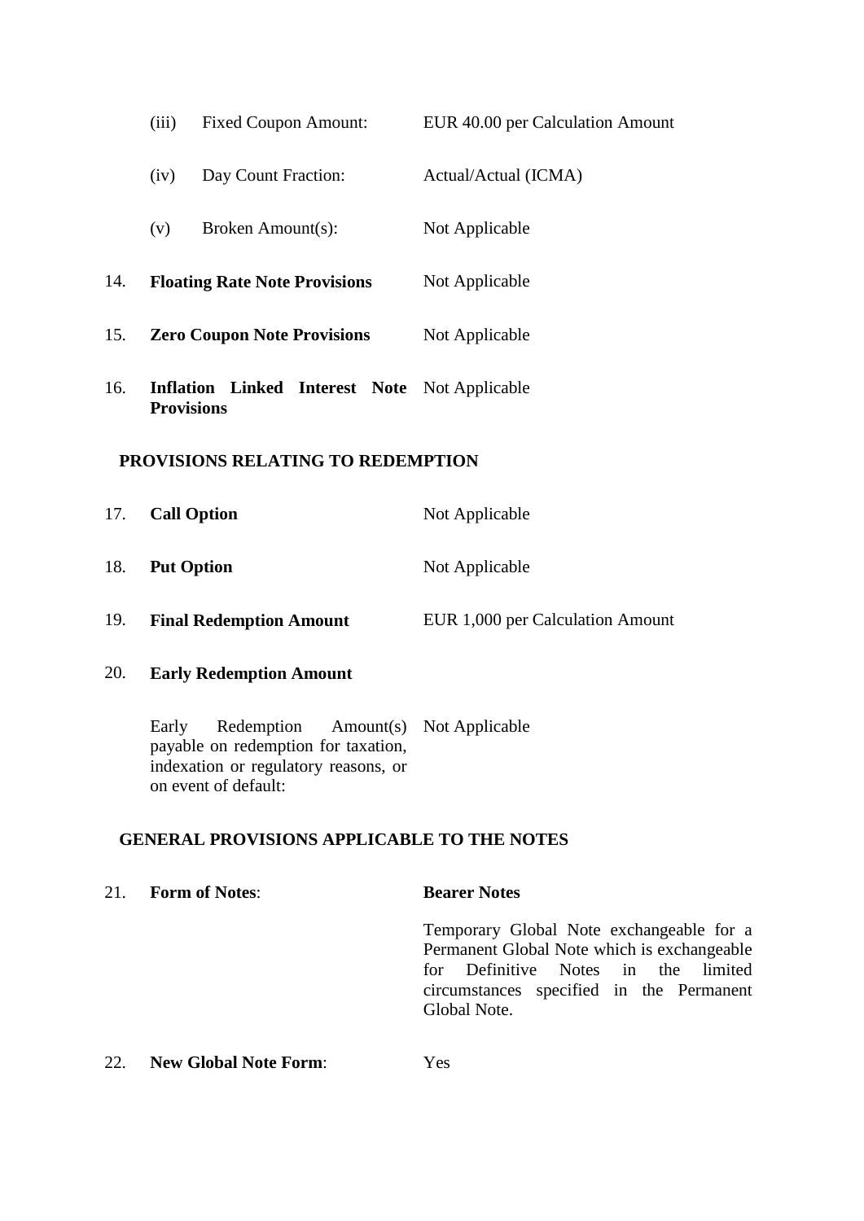| | | |
|---|---|---|
| (iii) | Fixed Coupon Amount: | EUR 40.00 per Calculation Amount |
| (iv) | Day Count Fraction: | Actual/Actual (ICMA) |
| (v) | Broken Amount(s): | Not Applicable |

| | | |
|---|---|---|
| 14. | **Floating Rate Note Provisions** | Not Applicable |
| 15. | **Zero Coupon Note Provisions** | Not Applicable |
| 16. | **Inflation Linked Interest Note Provisions** | Not Applicable |

**PROVISIONS RELATING TO REDEMPTION**

| | | |
|---|---|---|
| 17. | **Call Option** | Not Applicable |
| 18. | **Put Option** | Not Applicable |
| 19. | **Final Redemption Amount** | EUR 1,000 per Calculation Amount |
| 20. | **Early Redemption Amount** | |
| | Early Redemption Amount(s) payable on redemption for taxation, indexation or regulatory reasons, or on event of default: | Not Applicable |

**GENERAL PROVISIONS APPLICABLE TO THE NOTES**

| | | |
|---|---|---|
| 21. | **Form of Notes**: | **Bearer Notes**<br><br>Temporary Global Note exchangeable for a Permanent Global Note which is exchangeable for Definitive Notes in the limited circumstances specified in the Permanent Global Note. |
| 22. | **New Global Note Form**: | Yes |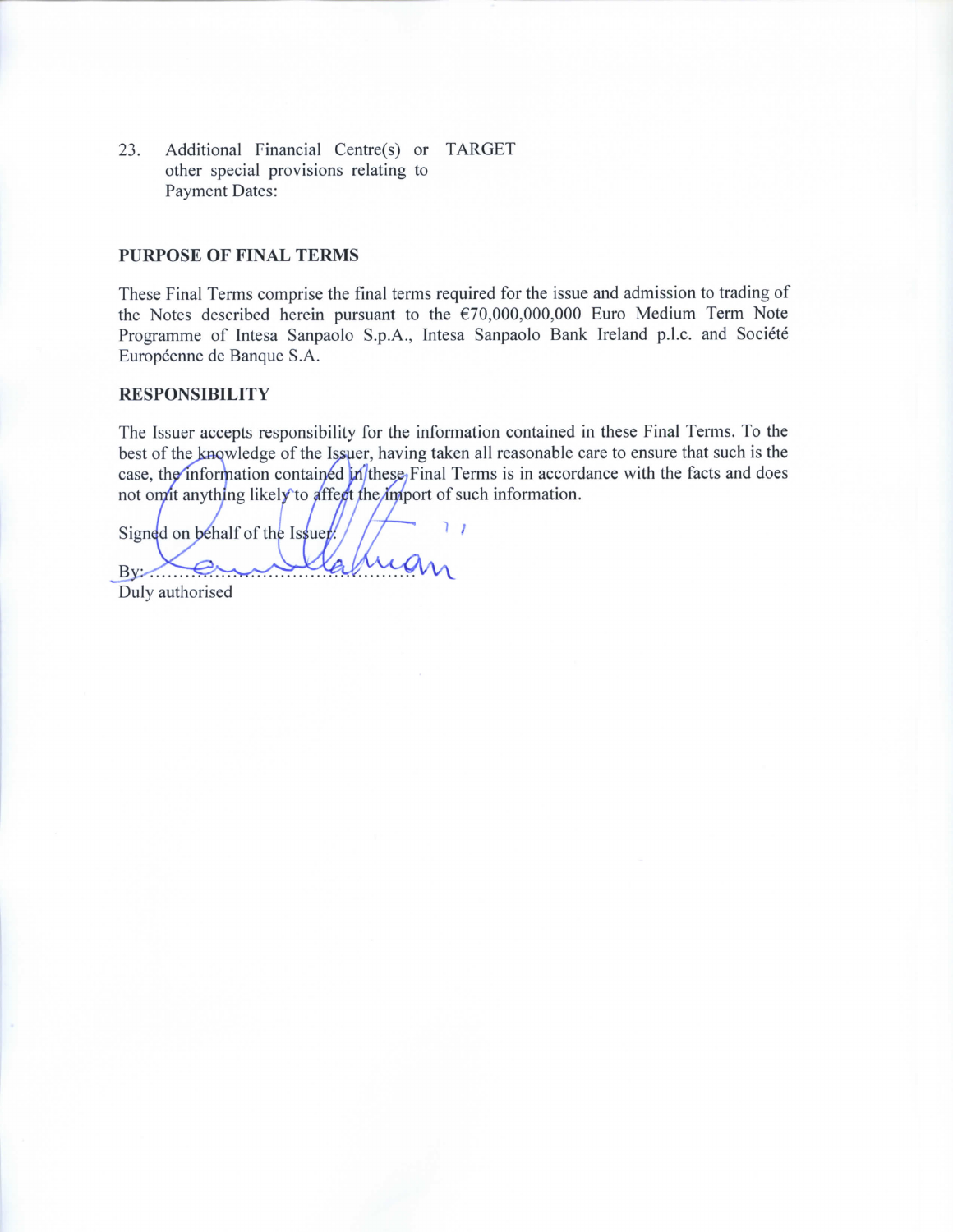| | | |
|---|---|---|
| 23. | Additional Financial Centre(s) or other special provisions relating to Payment Dates: | TARGET |

## PURPOSE OF FINAL TERMS

These Final Terms comprise the final terms required for the issue and admission to trading of the Notes described herein pursuant to the €70,000,000,000 Euro Medium Term Note Programme of Intesa Sanpaolo S.p.A., Intesa Sanpaolo Bank Ireland p.l.c. and Société Européenne de Banque S.A.

## RESPONSIBILITY

The Issuer accepts responsibility for the information contained in these Final Terms. To the best of the knowledge of the Issuer, having taken all reasonable care to ensure that such is the case, the information contained in these Final Terms is in accordance with the facts and does not omit anything likely to affect the import of such information.

Signed on behalf of the Issuer:

By: ............................................

Duly authorised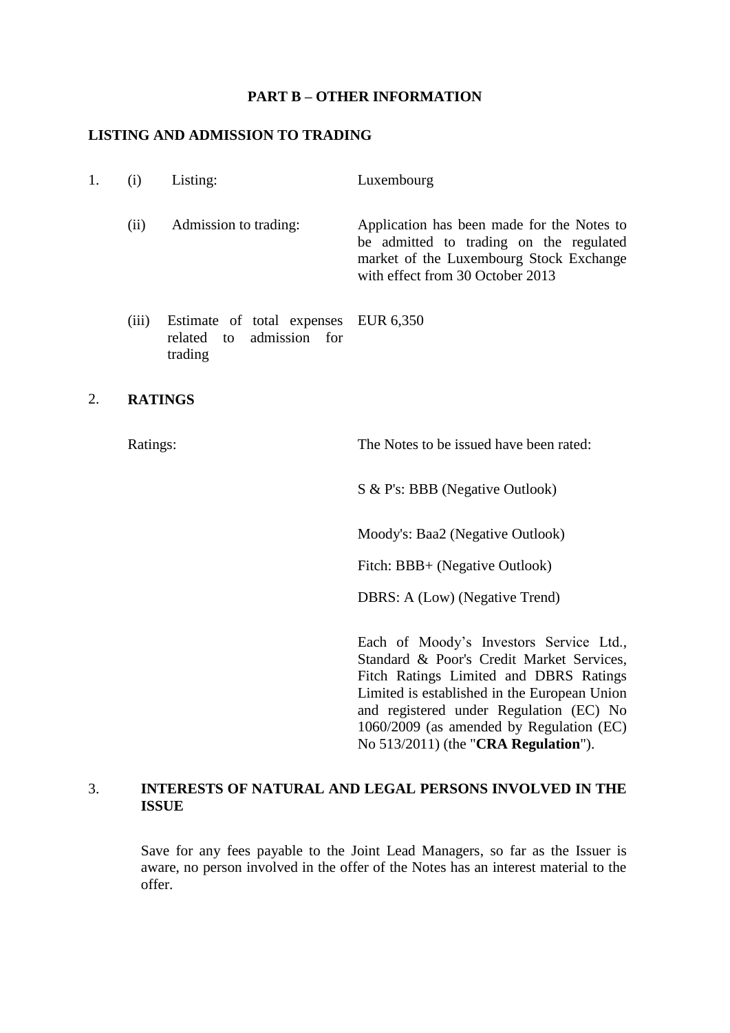## PART B – OTHER INFORMATION

### LISTING AND ADMISSION TO TRADING

| | | | |
|---|---|---|---|
| 1. | (i) | Listing: | Luxembourg |
| | (ii) | Admission to trading: | Application has been made for the Notes to be admitted to trading on the regulated market of the Luxembourg Stock Exchange with effect from 30 October 2013 |
| | (iii) | Estimate of total expenses related to admission for trading | EUR 6,350 |

### 2. RATINGS

| | |
|---|---|
| Ratings: | The Notes to be issued have been rated:<br><br>S & P's: BBB (Negative Outlook)<br><br>Moody's: Baa2 (Negative Outlook)<br><br>Fitch: BBB+ (Negative Outlook)<br><br>DBRS: A (Low) (Negative Trend)<br><br>Each of Moody's Investors Service Ltd., Standard & Poor's Credit Market Services, Fitch Ratings Limited and DBRS Ratings Limited is established in the European Union and registered under Regulation (EC) No 1060/2009 (as amended by Regulation (EC) No 513/2011) (the "**CRA Regulation**"). |

### 3. INTERESTS OF NATURAL AND LEGAL PERSONS INVOLVED IN THE ISSUE

Save for any fees payable to the Joint Lead Managers, so far as the Issuer is aware, no person involved in the offer of the Notes has an interest material to the offer.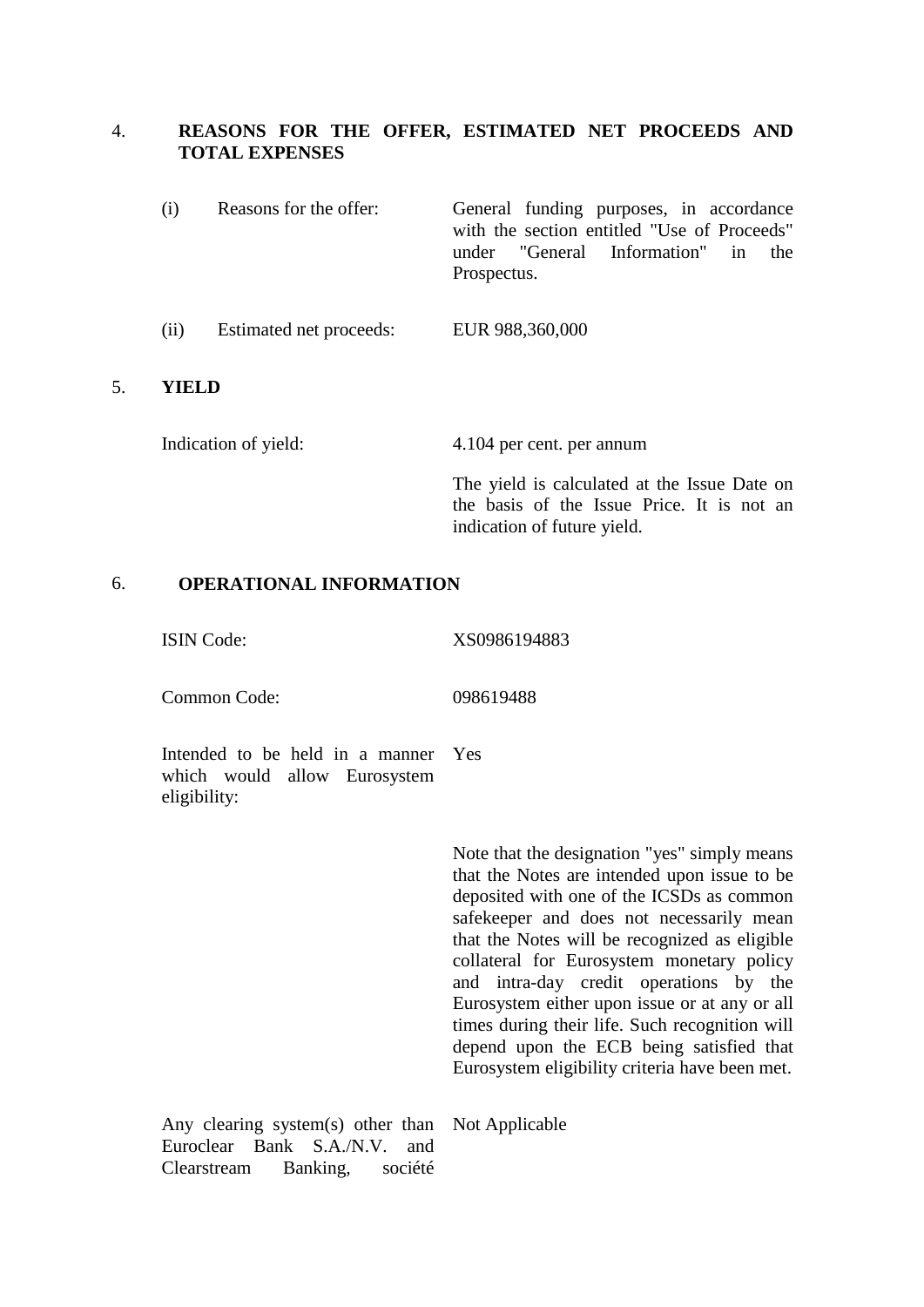## 4. REASONS FOR THE OFFER, ESTIMATED NET PROCEEDS AND TOTAL EXPENSES

| | |
|---|---|
| (i) Reasons for the offer: | General funding purposes, in accordance with the section entitled "Use of Proceeds" under "General Information" in the Prospectus. |
| (ii) Estimated net proceeds: | EUR 988,360,000 |

## 5. YIELD

| | |
|---|---|
| Indication of yield: | 4.104 per cent. per annum<br><br>The yield is calculated at the Issue Date on the basis of the Issue Price. It is not an indication of future yield. |

## 6. OPERATIONAL INFORMATION

| | |
|---|---|
| ISIN Code: | XS0986194883 |
| Common Code: | 098619488 |
| Intended to be held in a manner which would allow Eurosystem eligibility: | Yes<br><br>Note that the designation "yes" simply means that the Notes are intended upon issue to be deposited with one of the ICSDs as common safekeeper and does not necessarily mean that the Notes will be recognized as eligible collateral for Eurosystem monetary policy and intra-day credit operations by the Eurosystem either upon issue or at any or all times during their life. Such recognition will depend upon the ECB being satisfied that Eurosystem eligibility criteria have been met. |
| Any clearing system(s) other than Euroclear Bank S.A./N.V. and Clearstream Banking, société | Not Applicable |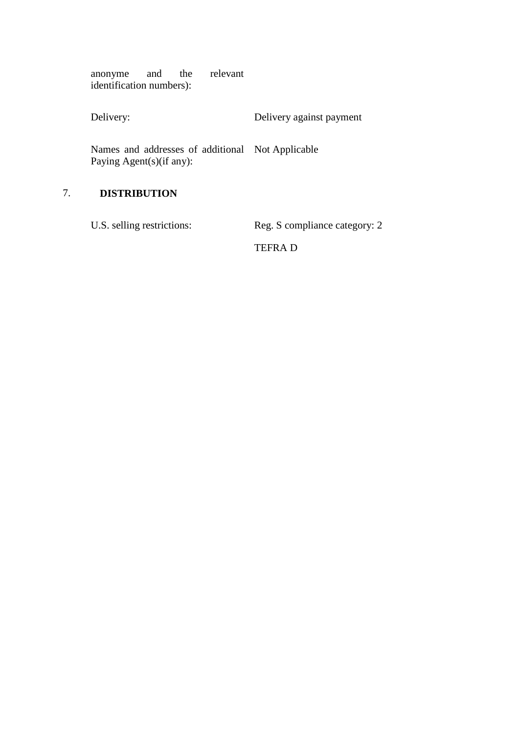| | |
|---|---|
| anonyme and the relevant identification numbers): | |
| Delivery: | Delivery against payment |
| Names and addresses of additional Paying Agent(s)(if any): | Not Applicable |

## 7. DISTRIBUTION

| | |
|---|---|
| U.S. selling restrictions: | Reg. S compliance category: 2<br><br>TEFRA D |